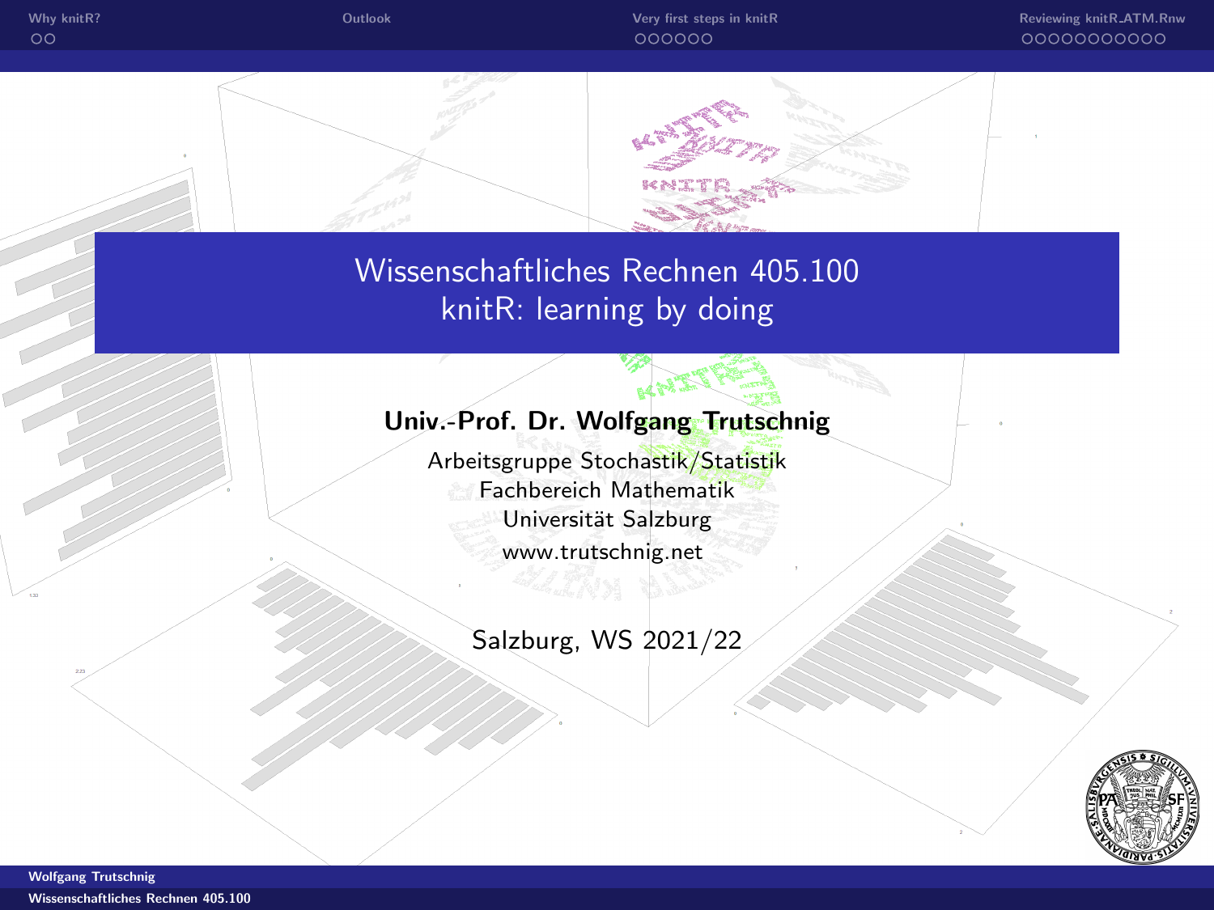# Wissenschaftliches Rechnen 405.100
# knitR: learning by doing

**Univ.-Prof. Dr. Wolfgang Trutschnig**

Arbeitsgruppe Stochastik/Statistik
Fachbereich Mathematik
Universität Salzburg
www.trutschnig.net

Salzburg, WS 2021/22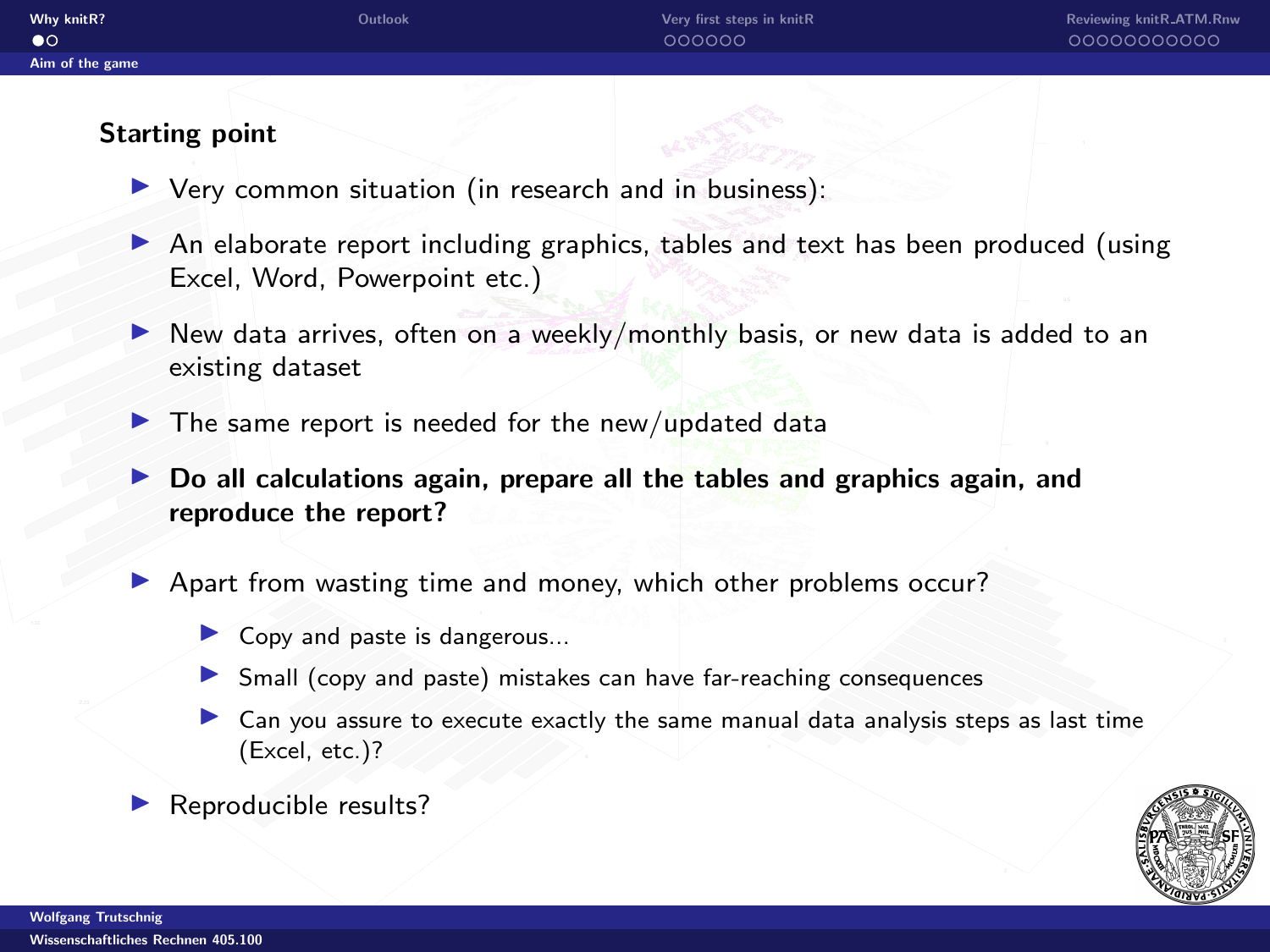## Starting point

- Very common situation (in research and in business):
- An elaborate report including graphics, tables and text has been produced (using Excel, Word, Powerpoint etc.)
- New data arrives, often on a weekly/monthly basis, or new data is added to an existing dataset
- The same report is needed for the new/updated data
- **Do all calculations again, prepare all the tables and graphics again, and reproduce the report?**
- Apart from wasting time and money, which other problems occur?
  - Copy and paste is dangerous...
  - Small (copy and paste) mistakes can have far-reaching consequences
  - Can you assure to execute exactly the same manual data analysis steps as last time (Excel, etc.)?
- Reproducible results?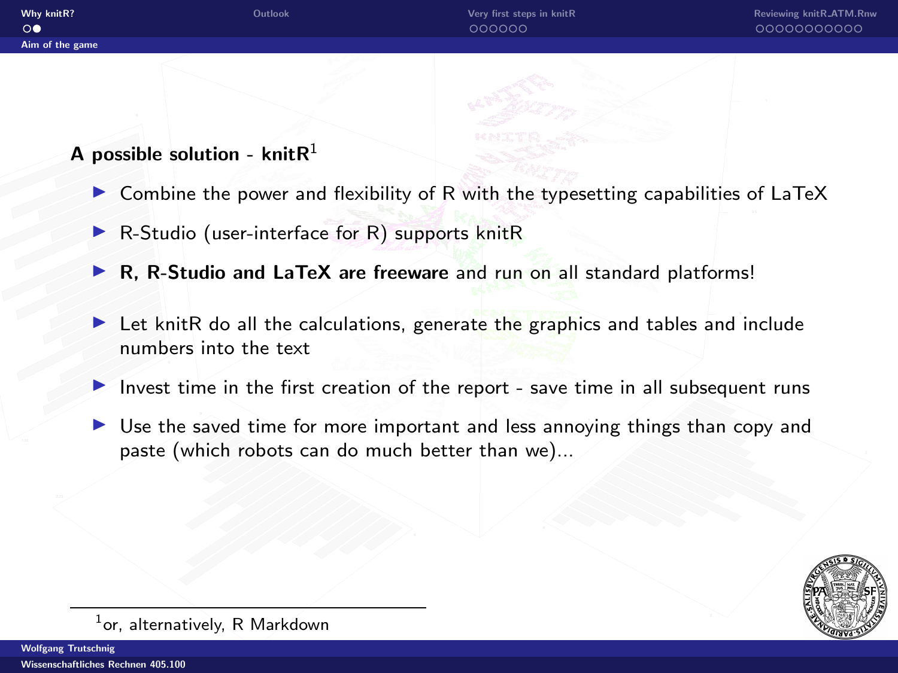### A possible solution - knitR[1]

- Combine the power and flexibility of R with the typesetting capabilities of LaTeX
- R-Studio (user-interface for R) supports knitR
- **R, R-Studio and LaTeX are freeware** and run on all standard platforms!
- Let knitR do all the calculations, generate the graphics and tables and include numbers into the text
- Invest time in the first creation of the report - save time in all subsequent runs
- Use the saved time for more important and less annoying things than copy and paste (which robots can do much better than we)...

[1] or, alternatively, R Markdown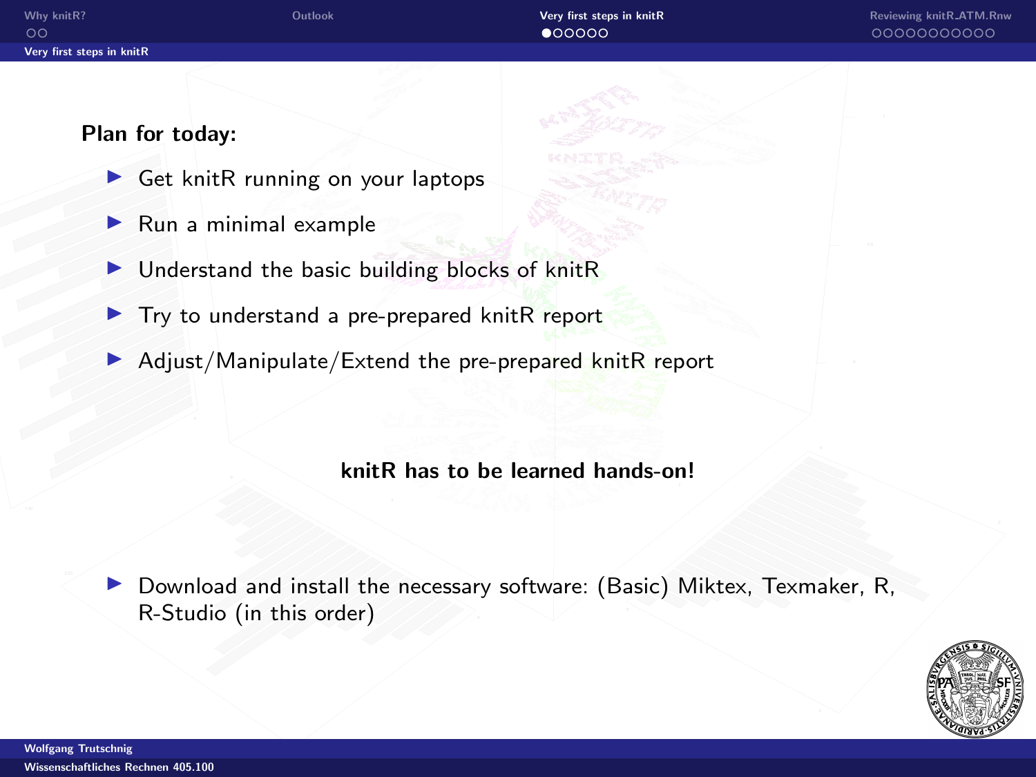**Plan for today:**

- Get knitR running on your laptops
- Run a minimal example
- Understand the basic building blocks of knitR
- Try to understand a pre-prepared knitR report
- Adjust/Manipulate/Extend the pre-prepared knitR report

**knitR has to be learned hands-on!**

- Download and install the necessary software: (Basic) Miktex, Texmaker, R, R-Studio (in this order)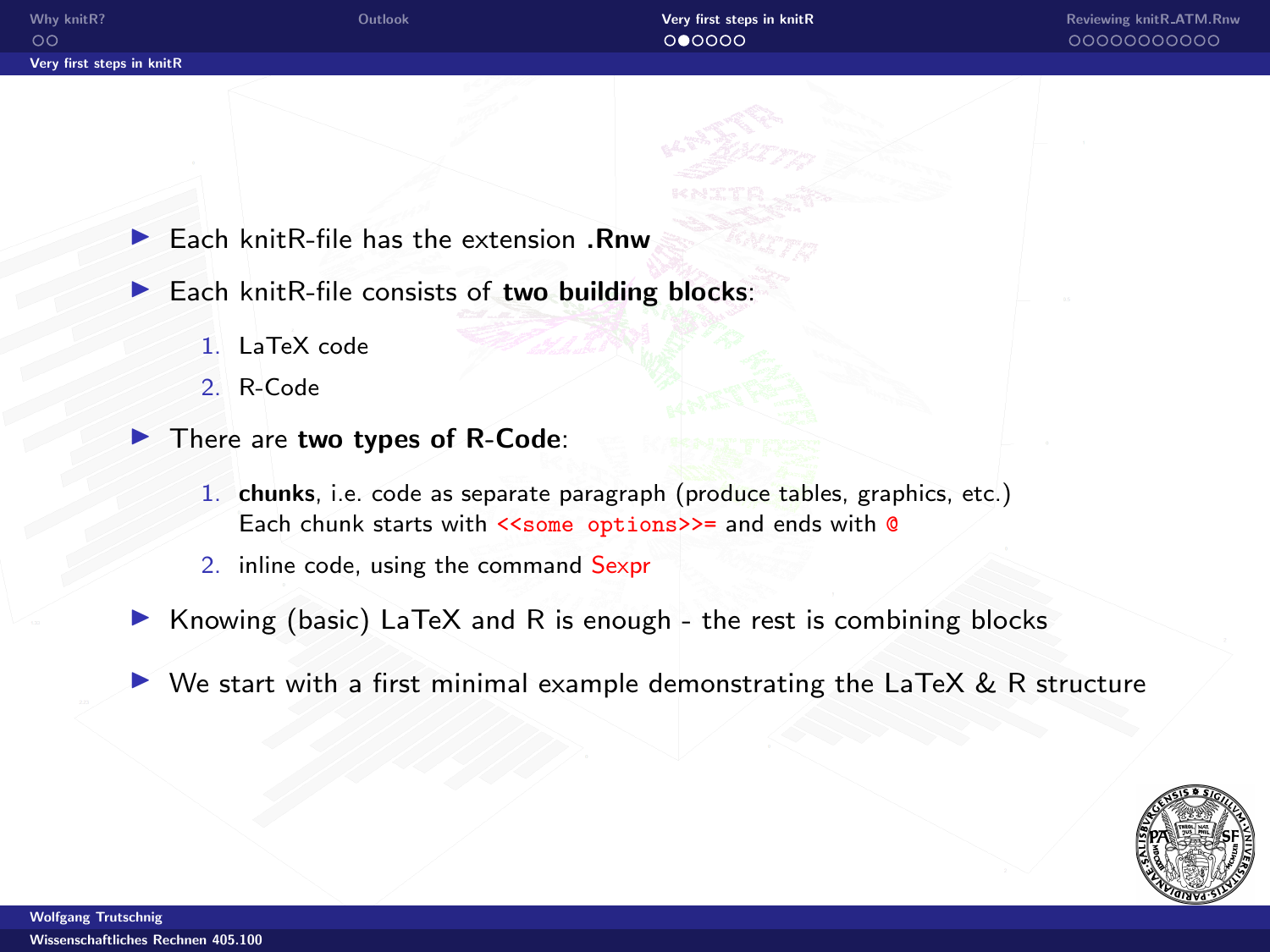## Very first steps in knitR

- Each knitR-file has the extension **.Rnw**
- Each knitR-file consists of **two building blocks**:
  1. LaTeX code
  2. R-Code
- There are **two types of R-Code**:
  1. **chunks**, i.e. code as separate paragraph (produce tables, graphics, etc.)
     Each chunk starts with `<<some options>>=` and ends with `@`
  2. inline code, using the command Sexpr
- Knowing (basic) LaTeX and R is enough - the rest is combining blocks
- We start with a first minimal example demonstrating the LaTeX & R structure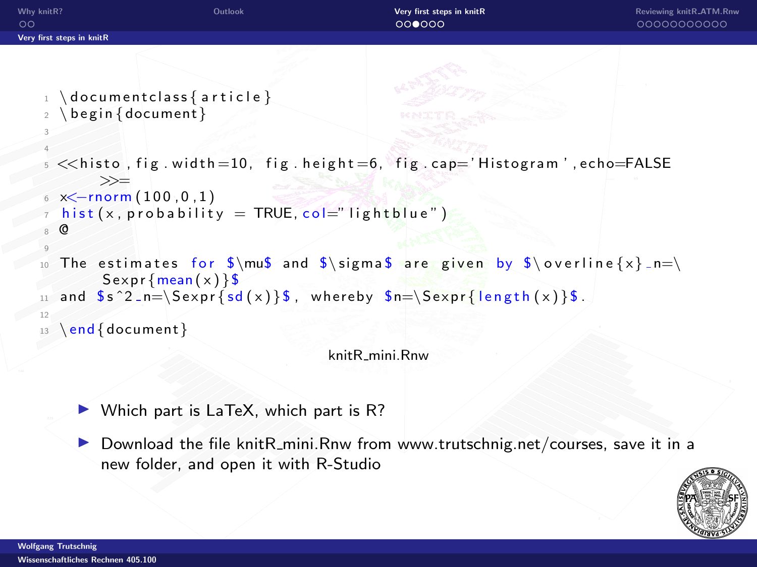## Very first steps in knitR

```
\documentclass{article}
\begin{document}


<<histo, fig.width=10, fig.height=6, fig.cap='Histogram',echo=FALSE
    >>=
x<-rnorm(100,0,1)
 hist(x, probability = TRUE, col="lightblue")
@

The estimates for $\mu$ and $\sigma$ are given by $\overline{x}_n=\
    Sexpr{mean(x)}$
and $s^2_n=\Sexpr{sd(x)}$, whereby $n=\Sexpr{length(x)}$.

\end{document}
```

knitR_mini.Rnw

- Which part is LaTeX, which part is R?
- Download the file knitR_mini.Rnw from www.trutschnig.net/courses, save it in a new folder, and open it with R-Studio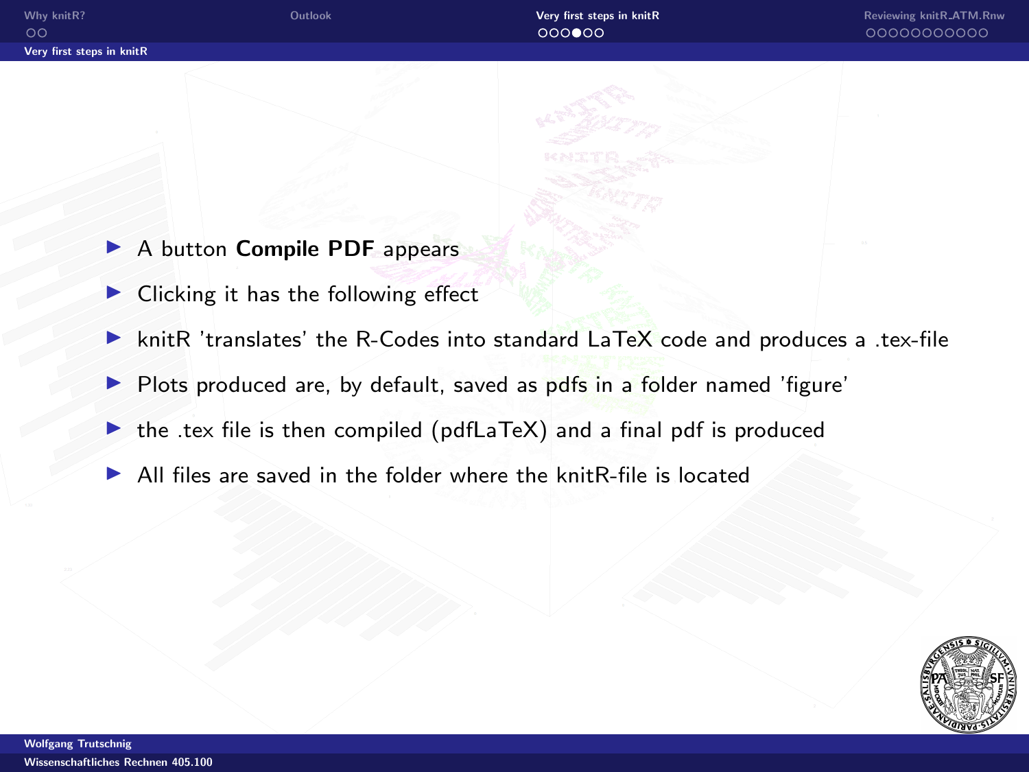## Very first steps in knitR

- A button **Compile PDF** appears
- Clicking it has the following effect
- knitR 'translates' the R-Codes into standard LaTeX code and produces a .tex-file
- Plots produced are, by default, saved as pdfs in a folder named 'figure'
- the .tex file is then compiled (pdfLaTeX) and a final pdf is produced
- All files are saved in the folder where the knitR-file is located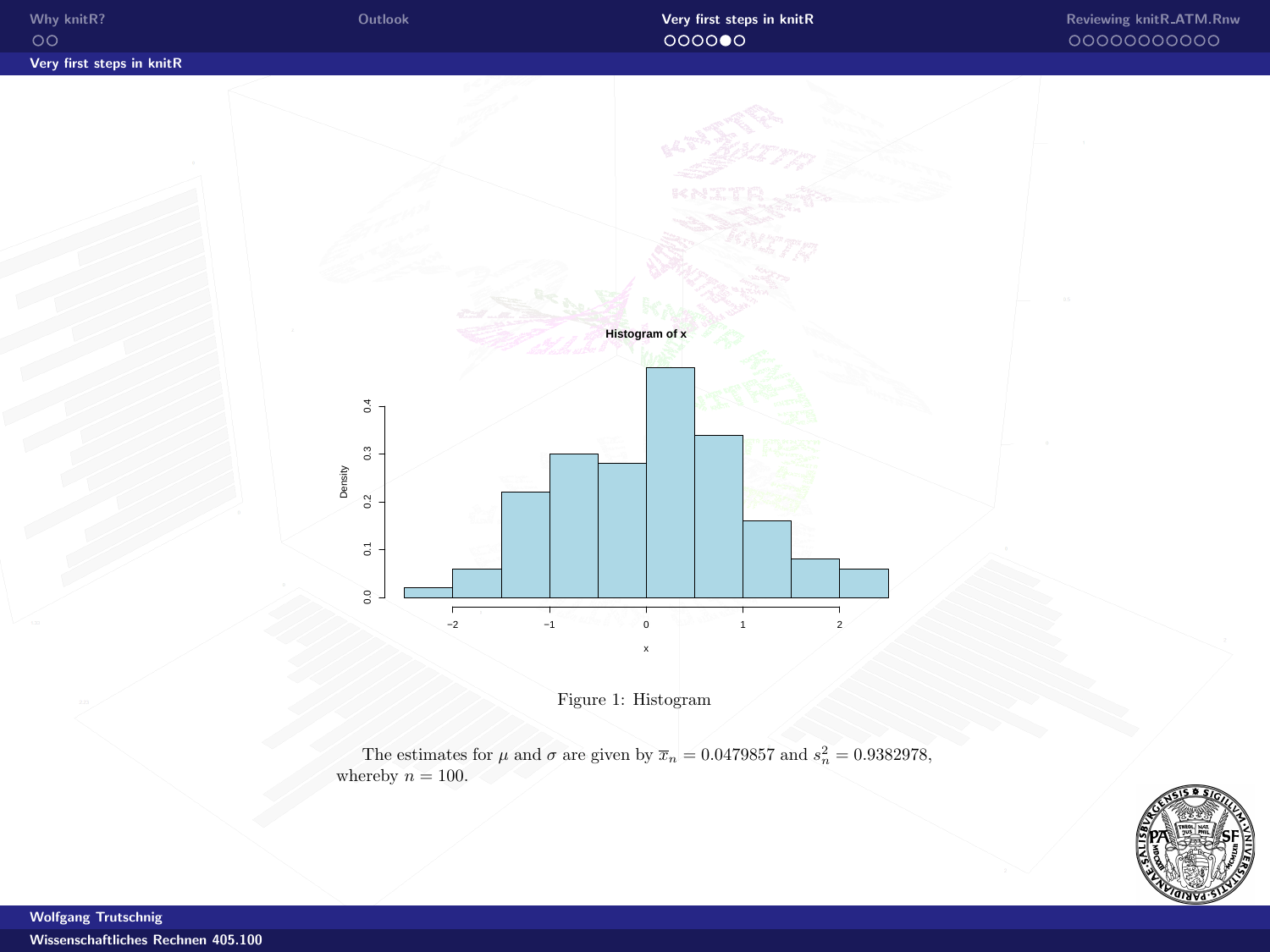## Very first steps in knitR

Figure 1: Histogram

The estimates for $\mu$ and $\sigma$ are given by $\overline{x}_n = 0.0479857$ and $s_n^2 = 0.9382978$, whereby $n = 100$.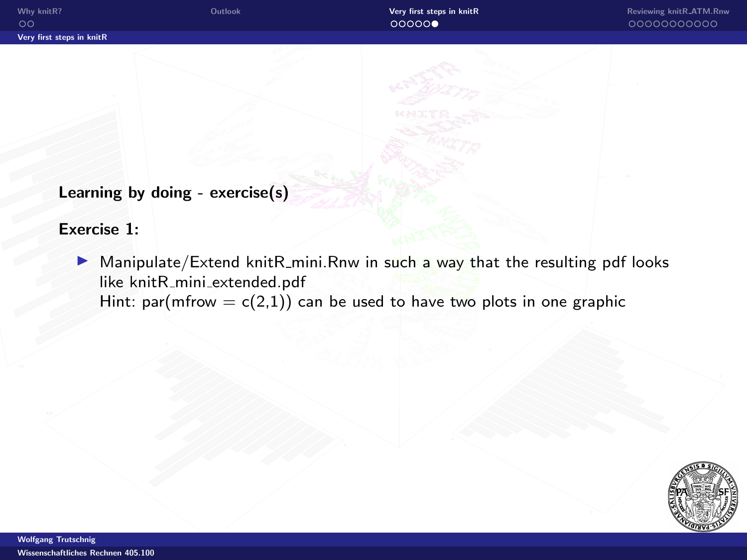**Learning by doing - exercise(s)**

**Exercise 1:**

- Manipulate/Extend knitR_mini.Rnw in such a way that the resulting pdf looks like knitR_mini_extended.pdf
  Hint: par(mfrow = c(2,1)) can be used to have two plots in one graphic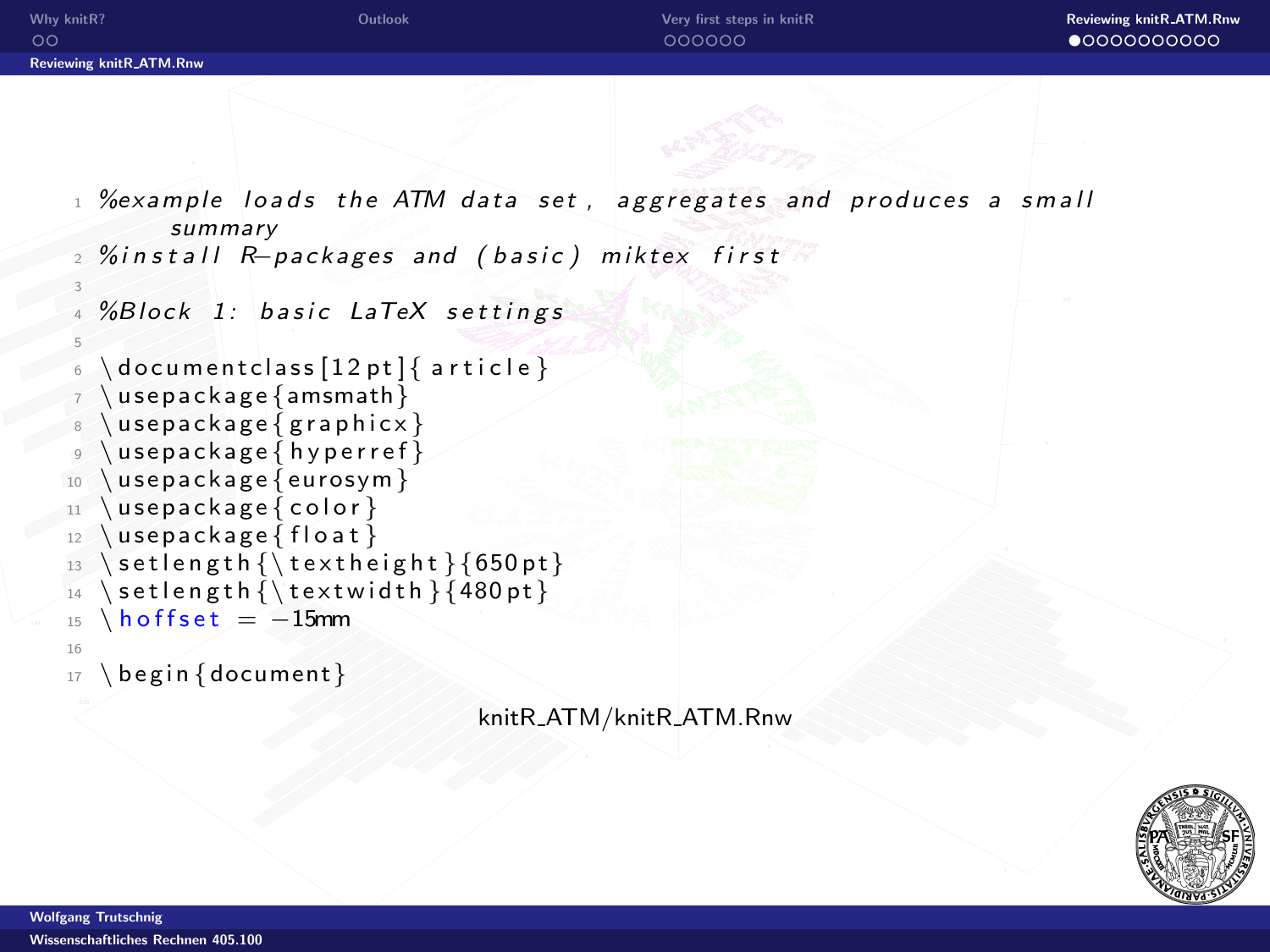## Reviewing knitR_ATM.Rnw

```
%example loads the ATM data set, aggregates and produces a small
    summary
%install R-packages and (basic) miktex first

%Block 1: basic LaTeX settings

\documentclass[12pt]{article}
\usepackage{amsmath}
\usepackage{graphicx}
\usepackage{hyperref}
\usepackage{eurosym}
\usepackage{color}
\usepackage{float}
\setlength{\textheight}{650pt}
\setlength{\textwidth}{480pt}
\hoffset = -15mm

\begin{document}
```

knitR_ATM/knitR_ATM.Rnw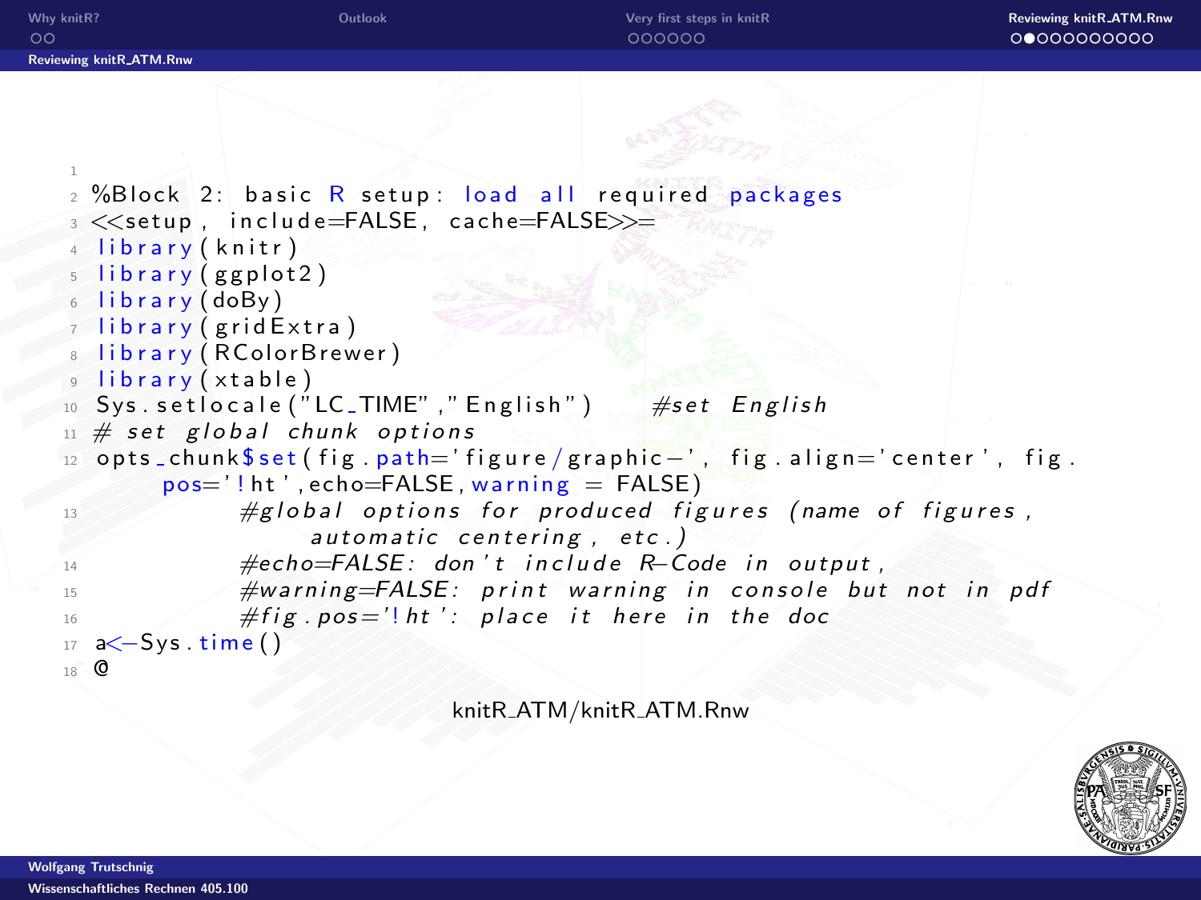## Reviewing knitR_ATM.Rnw

```
%Block 2: basic R setup: load all required packages
<<setup, include=FALSE, cache=FALSE>>=
 library(knitr)
 library(ggplot2)
 library(doBy)
 library(gridExtra)
 library(RColorBrewer)
 library(xtable)
Sys.setlocale("LC_TIME","English")    #set English
# set global chunk options
opts_chunk$set(fig.path='figure/graphic-', fig.align='center', fig.
     pos='!ht',echo=FALSE, warning = FALSE)
          #global options for produced figures (name of figures,
              automatic centering, etc.)
          #echo=FALSE: don't include R-Code in output,
          #warning=FALSE: print warning in console but not in pdf
          #fig.pos='!ht': place it here in the doc
a<-Sys.time()
@
```

knitR_ATM/knitR_ATM.Rnw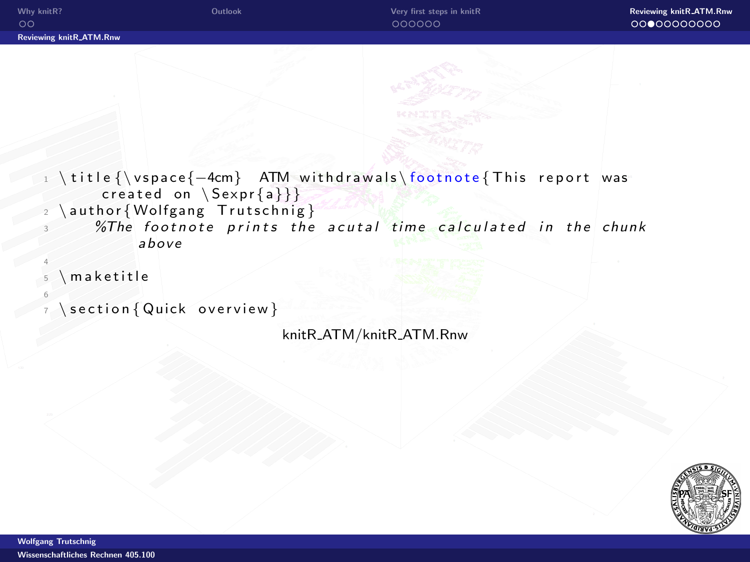## Reviewing knitR_ATM.Rnw

```
\title{\vspace{-4cm}  ATM withdrawals\footnote{This report was
    created on \Sexpr{a}}}
\author{Wolfgang Trutschnig}
    %The footnote prints the acutal time calculated in the chunk
        above

\maketitle

\section{Quick overview}
```

knitR_ATM/knitR_ATM.Rnw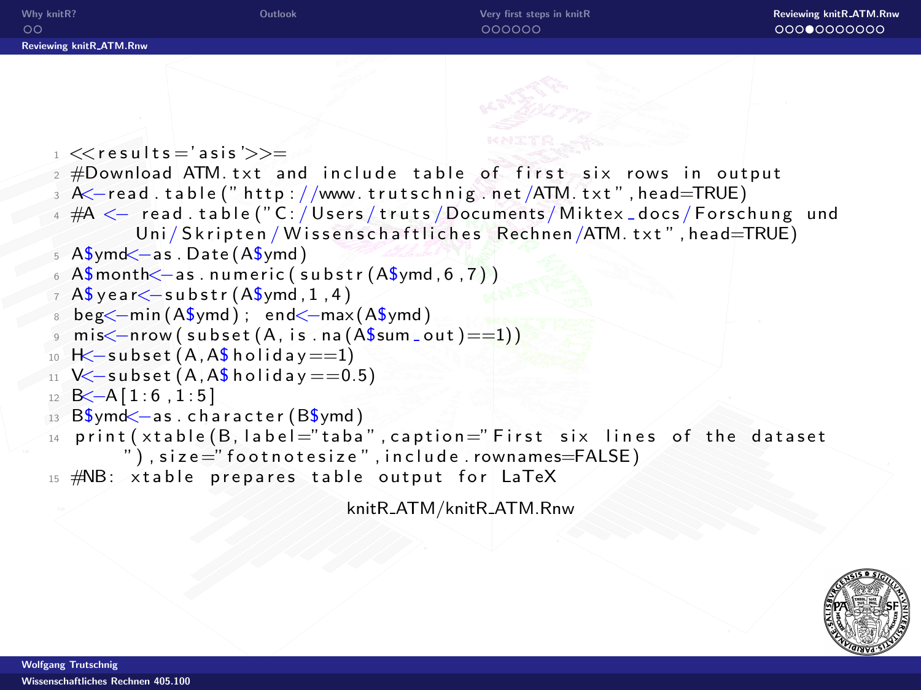## Reviewing knitR_ATM.Rnw

```
<<results='asis'>>=
#Download ATM.txt and include table of first six rows in output
A<-read.table("http://www.trutschnig.net/ATM.txt",head=TRUE)
#A <- read.table("C:/Users/truts/Documents/Miktex_docs/Forschung und
     Uni/Skripten/Wissenschaftliches Rechnen/ATM.txt",head=TRUE)
A$ymd<-as.Date(A$ymd)
A$month<-as.numeric(substr(A$ymd,6,7))
A$year<-substr(A$ymd,1,4)
beg<-min(A$ymd); end<-max(A$ymd)
mis<-nrow(subset(A,is.na(A$sum_out)==1))
H<-subset(A,A$holiday==1)
V<-subset(A,A$holiday==0.5)
B<-A[1:6,1:5]
B$ymd<-as.character(B$ymd)
print(xtable(B,label="taba",caption="First six lines of the dataset
    "),size="footnotesize",include.rownames=FALSE)
#NB: xtable prepares table output for LaTeX
```

knitR_ATM/knitR_ATM.Rnw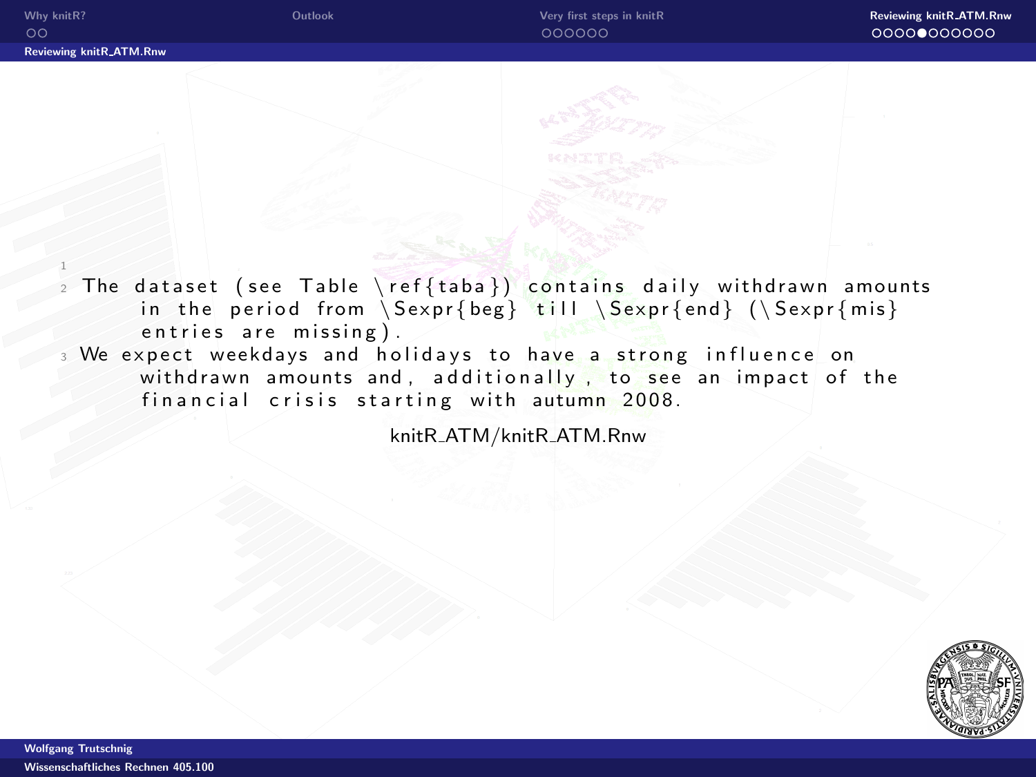```
1
2 The dataset (see Table \ref{taba}) contains daily withdrawn amounts
      in the period from \Sexpr{beg} till \Sexpr{end} (\Sexpr{mis}
      entries are missing).
3 We expect weekdays and holidays to have a strong influence on
      withdrawn amounts and, additionally, to see an impact of the
      financial crisis starting with autumn 2008.
```

knitR_ATM/knitR_ATM.Rnw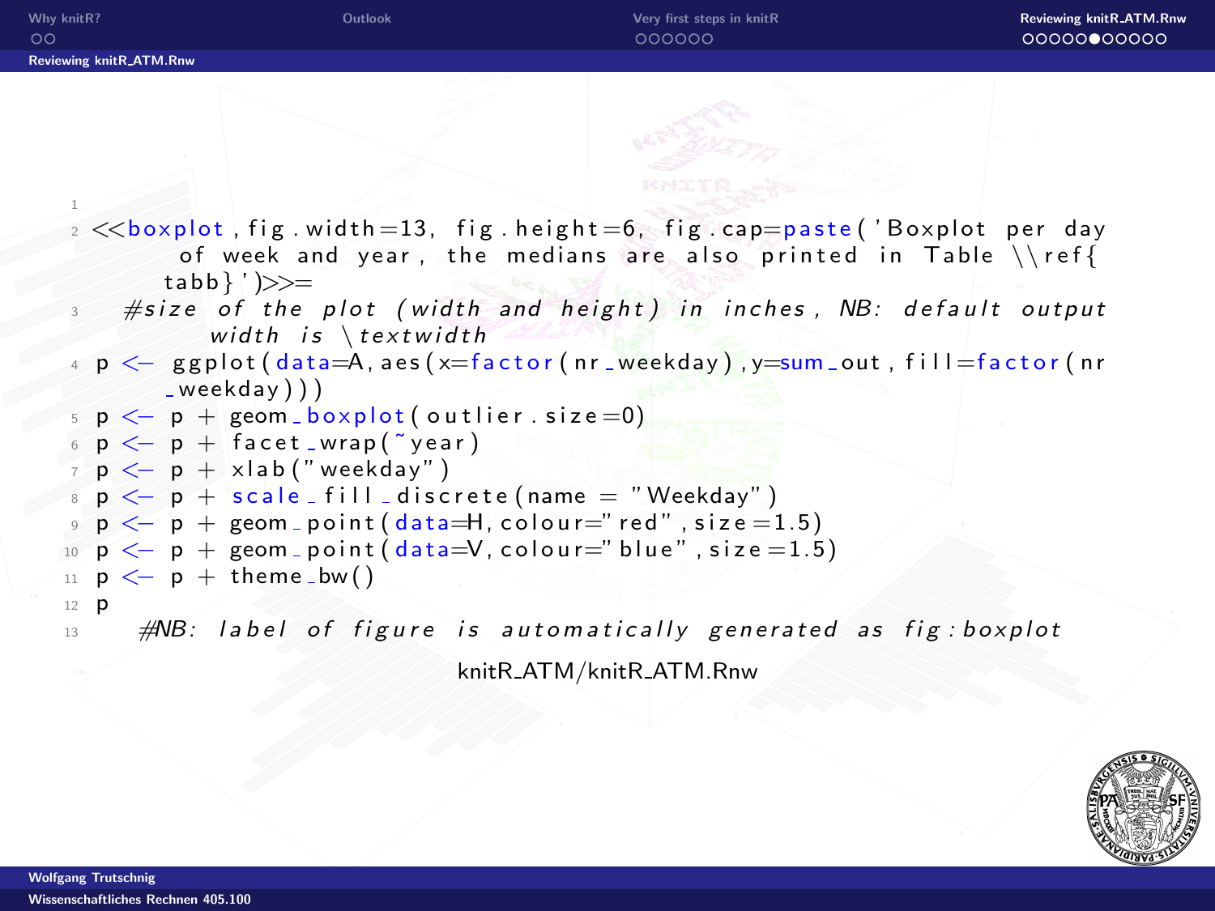## Reviewing knitR_ATM.Rnw

```
<<boxplot, fig.width=13, fig.height=6, fig.cap=paste('Boxplot per day of week and year, the medians are also printed in Table \\ref{tabb}')>>=
  #size of the plot (width and height) in inches, NB: default output width is \textwidth
p <- ggplot(data=A, aes(x=factor(nr_weekday),y=sum_out, fill=factor(nr_weekday)))
p <- p + geom_boxplot(outlier.size=0)
p <- p + facet_wrap(~year)
p <- p + xlab("weekday")
p <- p + scale_fill_discrete(name = "Weekday")
p <- p + geom_point(data=H, colour="red", size=1.5)
p <- p + geom_point(data=V, colour="blue", size=1.5)
p <- p + theme_bw()
p
   #NB: label of figure is automatically generated as fig:boxplot
```

knitR_ATM/knitR_ATM.Rnw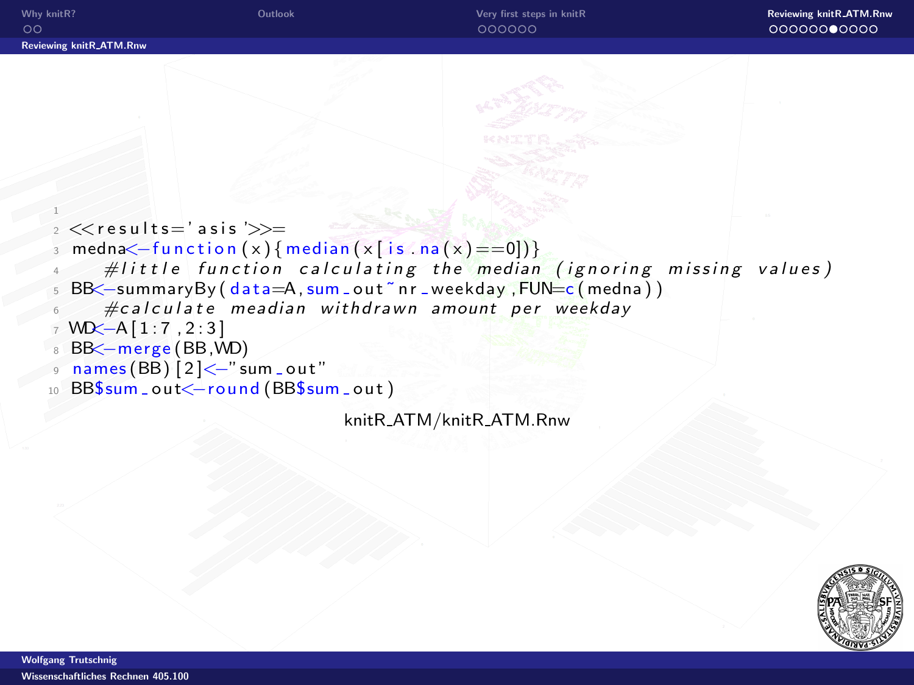## Reviewing knitR_ATM.Rnw

```
<<results='asis'>>=
medna<-function(x){median(x[is.na(x)==0])}
    #little function calculating the median (ignoring missing values)
BB<-summaryBy(data=A,sum_out~nr_weekday,FUN=c(medna))
    #calculate meadian withdrawn amount per weekday
WD<-A[1:7,2:3]
BB<-merge(BB,WD)
names(BB)[2]<-"sum_out"
BB$sum_out<-round(BB$sum_out)
```

knitR_ATM/knitR_ATM.Rnw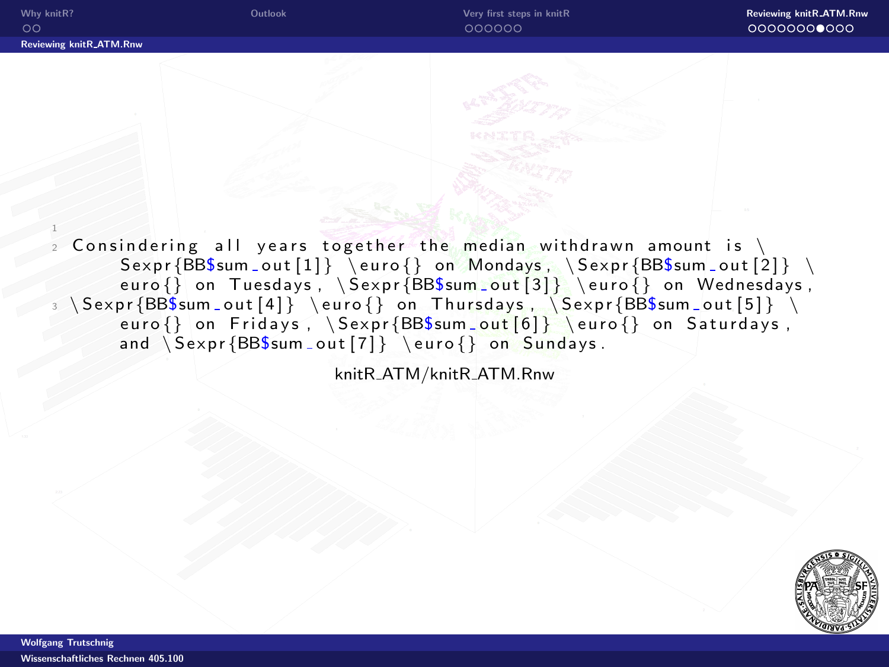## Reviewing knitR_ATM.Rnw

```
1
2 Consindering all years together the median withdrawn amount is \Sexpr{BB$sum_out[1]} \euro{} on Mondays, \Sexpr{BB$sum_out[2]} \euro{} on Tuesdays, \Sexpr{BB$sum_out[3]} \euro{} on Wednesdays,
3 \Sexpr{BB$sum_out[4]} \euro{} on Thursdays, \Sexpr{BB$sum_out[5]} \euro{} on Fridays, \Sexpr{BB$sum_out[6]} \euro{} on Saturdays, and \Sexpr{BB$sum_out[7]} \euro{} on Sundays.
```

knitR_ATM/knitR_ATM.Rnw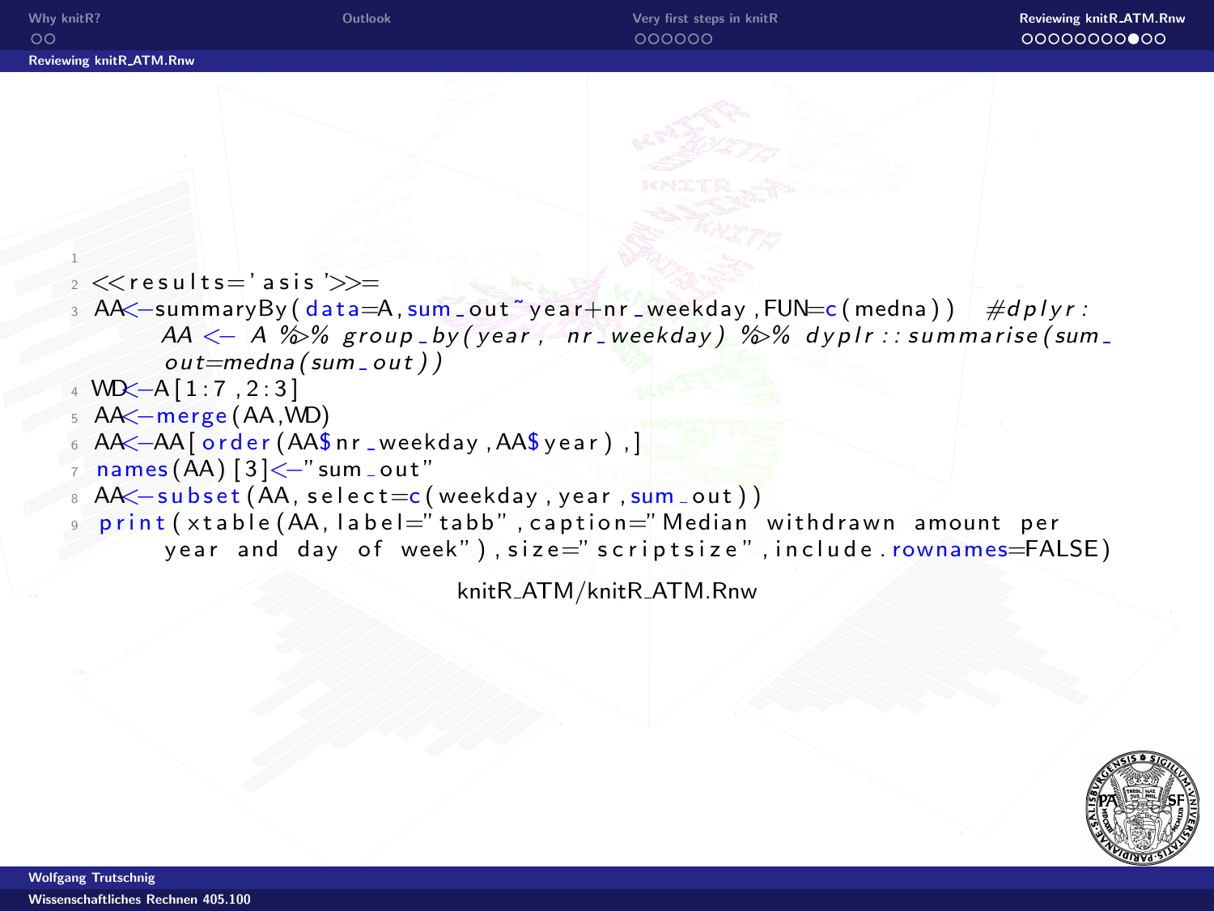## Reviewing knitR_ATM.Rnw

```
1
2 <<results='asis'>>=
3 AA<-summaryBy(data=A,sum_out~year+nr_weekday,FUN=c(medna))  #dplyr: AA <- A %>% group_by(year, nr_weekday) %>% dyplr::summarise(sum_out=medna(sum_out))
4 WD<-A[1:7,2:3]
5 AA<-merge(AA,WD)
6 AA<-AA[order(AA$nr_weekday,AA$year),]
7 names(AA)[3]<-"sum_out"
8 AA<-subset(AA,select=c(weekday,year,sum_out))
9 print(xtable(AA,label="tabb",caption="Median withdrawn amount per year and day of week"),size="scriptsize",include.rownames=FALSE)
```

knitR_ATM/knitR_ATM.Rnw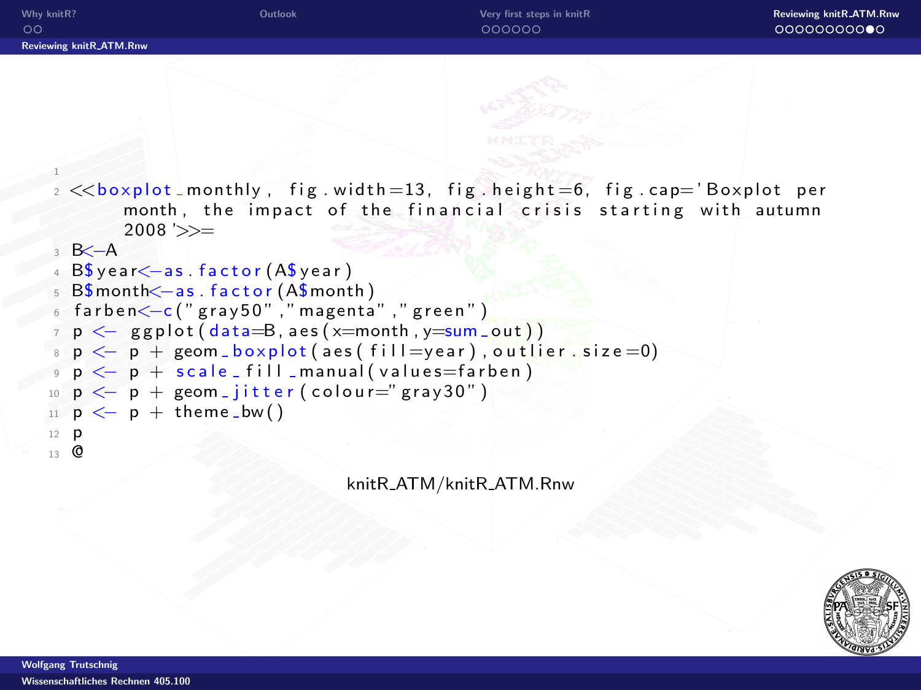## Reviewing knitR_ATM.Rnw

```
<<boxplot_monthly, fig.width=13, fig.height=6, fig.cap='Boxplot per month, the impact of the financial crisis starting with autumn 2008'>>=
B<-A
B$year<-as.factor(A$year)
B$month<-as.factor(A$month)
farben<-c("gray50","magenta","green")
p <- ggplot(data=B, aes(x=month, y=sum_out))
p <- p + geom_boxplot(aes(fill=year),outlier.size=0)
p <- p + scale_fill_manual(values=farben)
p <- p + geom_jitter(colour="gray30")
p <- p + theme_bw()
p
@
```

knitR_ATM/knitR_ATM.Rnw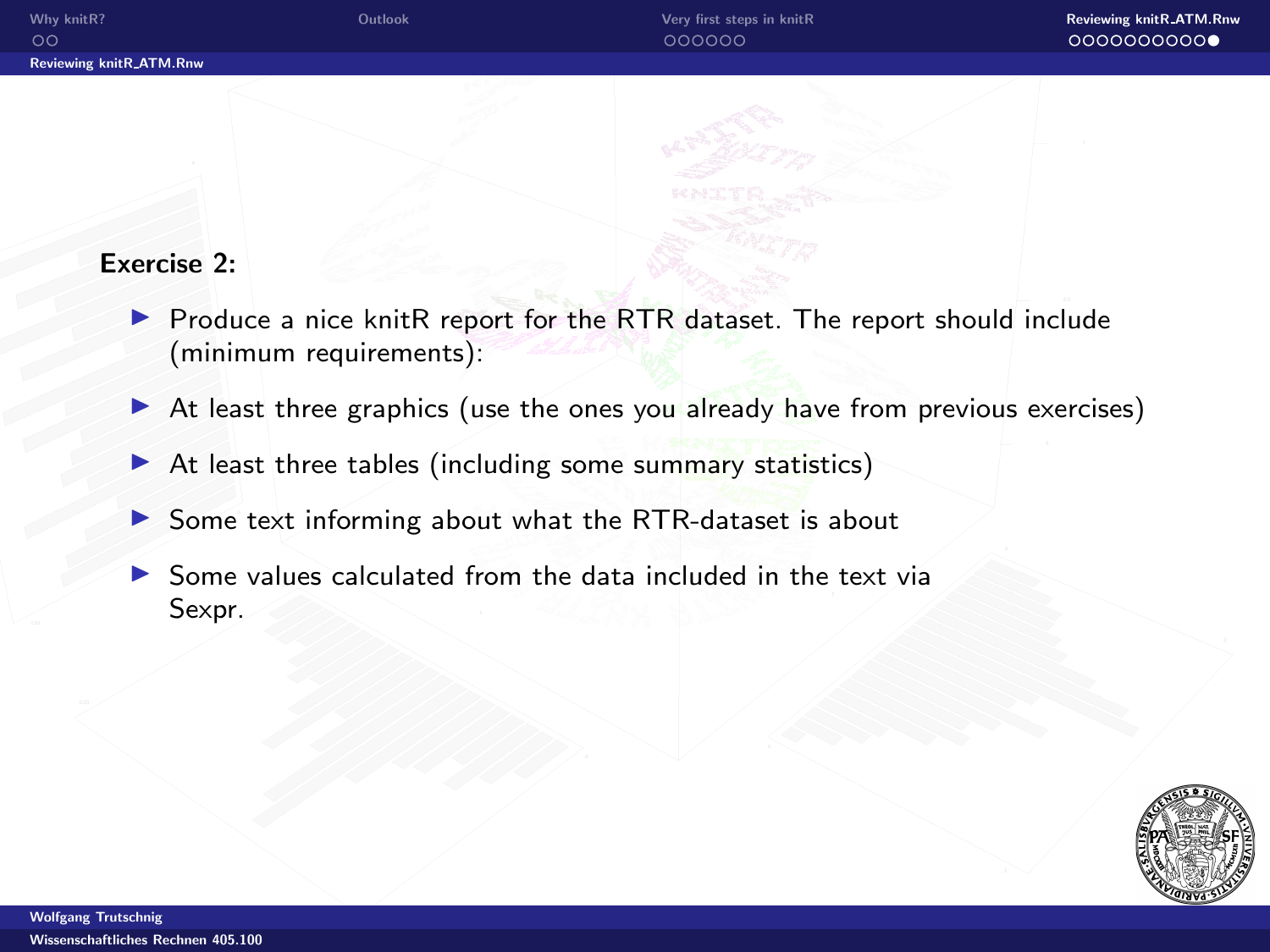**Exercise 2:**

- Produce a nice knitR report for the RTR dataset. The report should include (minimum requirements):
- At least three graphics (use the ones you already have from previous exercises)
- At least three tables (including some summary statistics)
- Some text informing about what the RTR-dataset is about
- Some values calculated from the data included in the text via Sexpr.